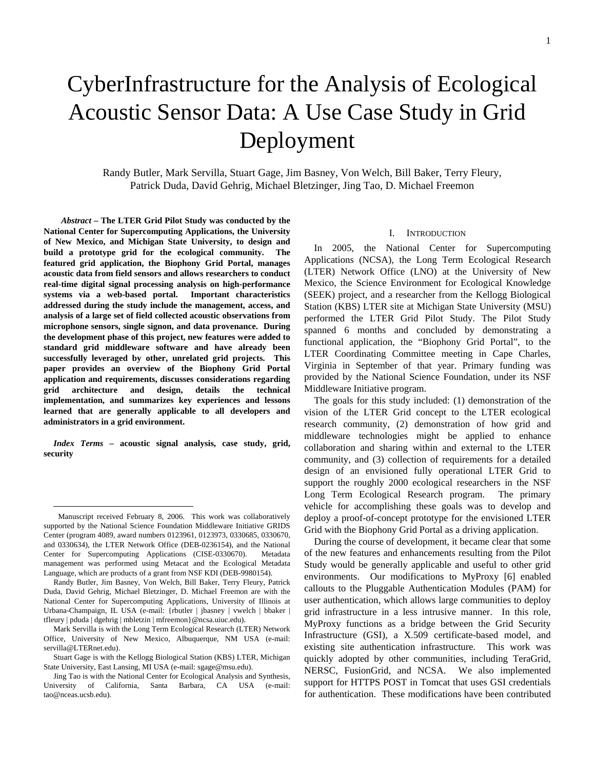# CyberInfrastructure for the Analysis of Ecological Acoustic Sensor Data: A Use Case Study in Grid Deployment

Randy Butler, Mark Servilla, Stuart Gage, Jim Basney, Von Welch, Bill Baker, Terry Fleury, Patrick Duda, David Gehrig, Michael Bletzinger, Jing Tao, D. Michael Freemon

***Abstract* – The LTER Grid Pilot Study was conducted by the National Center for Supercomputing Applications, the University of New Mexico, and Michigan State University, to design and build a prototype grid for the ecological community. The featured grid application, the Biophony Grid Portal, manages acoustic data from field sensors and allows researchers to conduct real-time digital signal processing analysis on high-performance systems via a web-based portal. Important characteristics addressed during the study include the management, access, and analysis of a large set of field collected acoustic observations from microphone sensors, single signon, and data provenance. During the development phase of this project, new features were added to standard grid middleware software and have already been successfully leveraged by other, unrelated grid projects. This paper provides an overview of the Biophony Grid Portal application and requirements, discusses considerations regarding grid architecture and design, details the technical implementation, and summarizes key experiences and lessons learned that are generally applicable to all developers and administrators in a grid environment.**

***Index Terms* – acoustic signal analysis, case study, grid, security**

Manuscript received February 8, 2006. This work was collaboratively supported by the National Science Foundation Middleware Initiative GRIDS Center (program 4089, award numbers 0123961, 0123973, 0330685, 0330670, and 0330634), the LTER Network Office (DEB-0236154), and the National Center for Supercomputing Applications (CISE-0330670). Metadata management was performed using Metacat and the Ecological Metadata Language, which are products of a grant from NSF KDI (DEB-9980154).

Randy Butler, Jim Basney, Von Welch, Bill Baker, Terry Fleury, Patrick Duda, David Gehrig, Michael Bletzinger, D. Michael Freemon are with the National Center for Supercomputing Applications, University of Illinois at Urbana-Champaign, IL USA (e-mail: {rbutler | jbasney | vwelch | bbaker | tfleury | pduda | dgehrig | mbletzin | mfreemon}@ncsa.uiuc.edu).

Mark Servilla is with the Long Term Ecological Research (LTER) Network Office, University of New Mexico, Albuquerque, NM USA (e-mail: servilla@LTERnet.edu).

Stuart Gage is with the Kellogg Biological Station (KBS) LTER, Michigan State University, East Lansing, MI USA (e-mail: sgage@msu.edu).

Jing Tao is with the National Center for Ecological Analysis and Synthesis, University of California, Santa Barbara, CA USA (e-mail: tao@nceas.ucsb.edu).

## I. Introduction

In 2005, the National Center for Supercomputing Applications (NCSA), the Long Term Ecological Research (LTER) Network Office (LNO) at the University of New Mexico, the Science Environment for Ecological Knowledge (SEEK) project, and a researcher from the Kellogg Biological Station (KBS) LTER site at Michigan State University (MSU) performed the LTER Grid Pilot Study. The Pilot Study spanned 6 months and concluded by demonstrating a functional application, the "Biophony Grid Portal", to the LTER Coordinating Committee meeting in Cape Charles, Virginia in September of that year. Primary funding was provided by the National Science Foundation, under its NSF Middleware Initiative program.

The goals for this study included: (1) demonstration of the vision of the LTER Grid concept to the LTER ecological research community, (2) demonstration of how grid and middleware technologies might be applied to enhance collaboration and sharing within and external to the LTER community, and (3) collection of requirements for a detailed design of an envisioned fully operational LTER Grid to support the roughly 2000 ecological researchers in the NSF Long Term Ecological Research program. The primary vehicle for accomplishing these goals was to develop and deploy a proof-of-concept prototype for the envisioned LTER Grid with the Biophony Grid Portal as a driving application.

During the course of development, it became clear that some of the new features and enhancements resulting from the Pilot Study would be generally applicable and useful to other grid environments. Our modifications to MyProxy [6] enabled callouts to the Pluggable Authentication Modules (PAM) for user authentication, which allows large communities to deploy grid infrastructure in a less intrusive manner. In this role, MyProxy functions as a bridge between the Grid Security Infrastructure (GSI), a X.509 certificate-based model, and existing site authentication infrastructure. This work was quickly adopted by other communities, including TeraGrid, NERSC, FusionGrid, and NCSA. We also implemented support for HTTPS POST in Tomcat that uses GSI credentials for authentication. These modifications have been contributed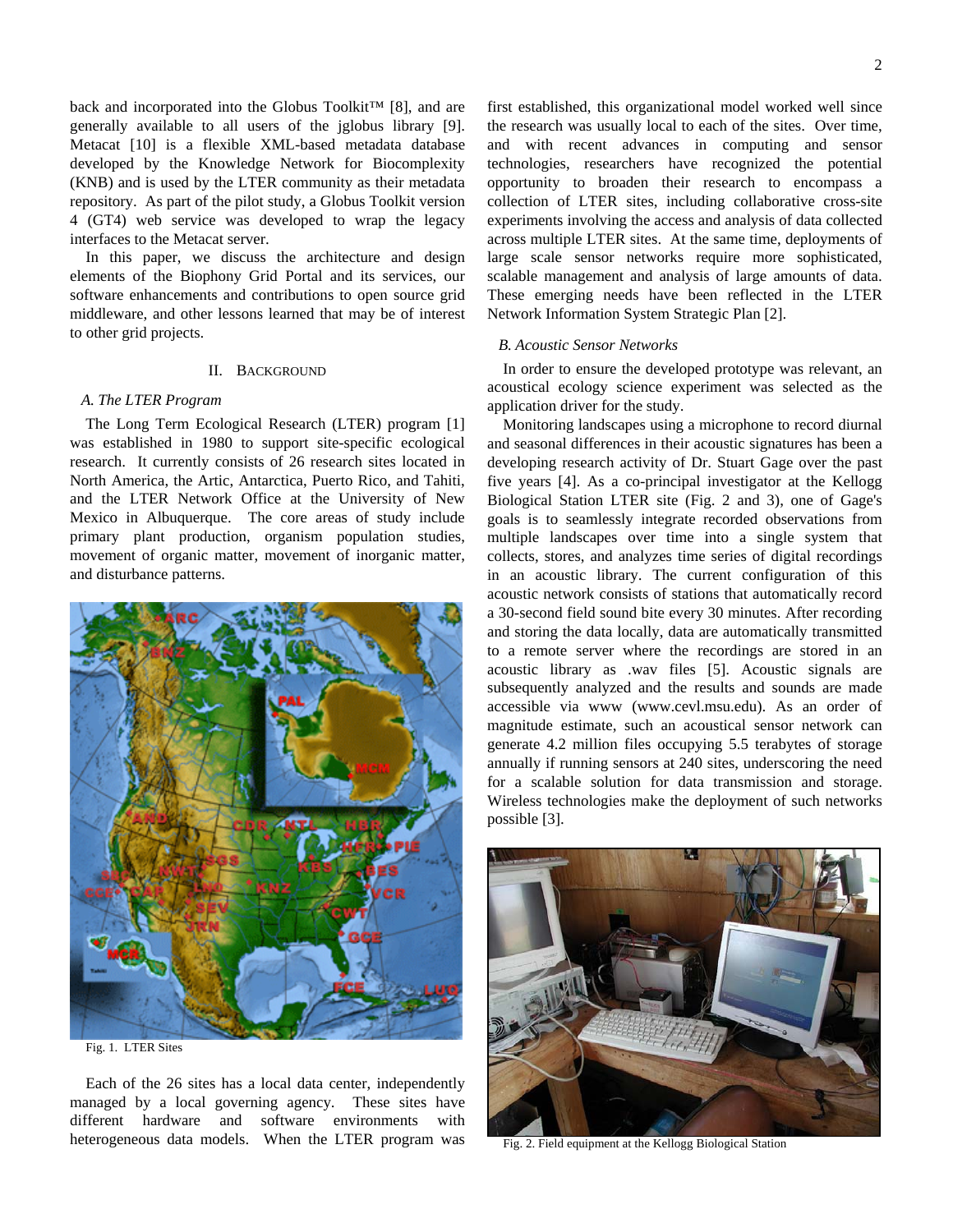back and incorporated into the Globus Toolkit™ [8], and are generally available to all users of the jglobus library [9]. Metacat [10] is a flexible XML-based metadata database developed by the Knowledge Network for Biocomplexity (KNB) and is used by the LTER community as their metadata repository. As part of the pilot study, a Globus Toolkit version 4 (GT4) web service was developed to wrap the legacy interfaces to the Metacat server.

In this paper, we discuss the architecture and design elements of the Biophony Grid Portal and its services, our software enhancements and contributions to open source grid middleware, and other lessons learned that may be of interest to other grid projects.

## II. Background

### *A. The LTER Program*

The Long Term Ecological Research (LTER) program [1] was established in 1980 to support site-specific ecological research. It currently consists of 26 research sites located in North America, the Artic, Antarctica, Puerto Rico, and Tahiti, and the LTER Network Office at the University of New Mexico in Albuquerque. The core areas of study include primary plant production, organism population studies, movement of organic matter, movement of inorganic matter, and disturbance patterns.

Fig. 1. LTER Sites

Each of the 26 sites has a local data center, independently managed by a local governing agency. These sites have different hardware and software environments with heterogeneous data models. When the LTER program was first established, this organizational model worked well since the research was usually local to each of the sites. Over time, and with recent advances in computing and sensor technologies, researchers have recognized the potential opportunity to broaden their research to encompass a collection of LTER sites, including collaborative cross-site experiments involving the access and analysis of data collected across multiple LTER sites. At the same time, deployments of large scale sensor networks require more sophisticated, scalable management and analysis of large amounts of data. These emerging needs have been reflected in the LTER Network Information System Strategic Plan [2].

### *B. Acoustic Sensor Networks*

In order to ensure the developed prototype was relevant, an acoustical ecology science experiment was selected as the application driver for the study.

Monitoring landscapes using a microphone to record diurnal and seasonal differences in their acoustic signatures has been a developing research activity of Dr. Stuart Gage over the past five years [4]. As a co-principal investigator at the Kellogg Biological Station LTER site (Fig. 2 and 3), one of Gage's goals is to seamlessly integrate recorded observations from multiple landscapes over time into a single system that collects, stores, and analyzes time series of digital recordings in an acoustic library. The current configuration of this acoustic network consists of stations that automatically record a 30-second field sound bite every 30 minutes. After recording and storing the data locally, data are automatically transmitted to a remote server where the recordings are stored in an acoustic library as .wav files [5]. Acoustic signals are subsequently analyzed and the results and sounds are made accessible via www (www.cevl.msu.edu). As an order of magnitude estimate, such an acoustical sensor network can generate 4.2 million files occupying 5.5 terabytes of storage annually if running sensors at 240 sites, underscoring the need for a scalable solution for data transmission and storage. Wireless technologies make the deployment of such networks possible [3].

Fig. 2. Field equipment at the Kellogg Biological Station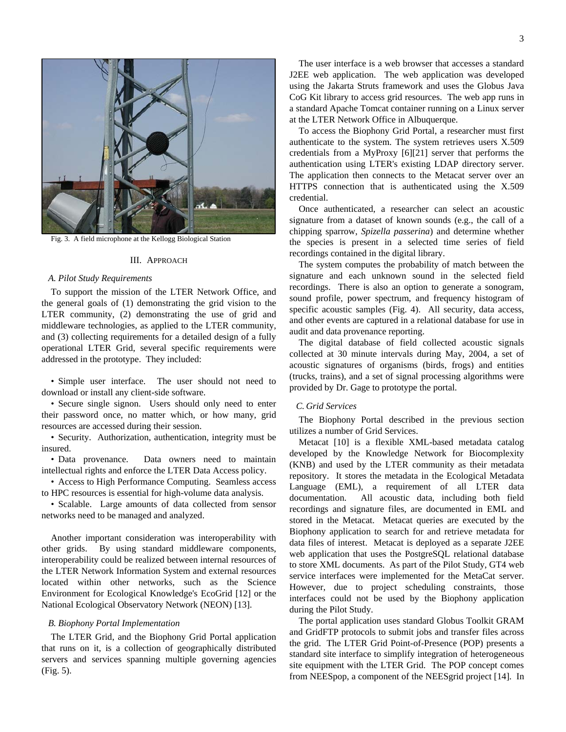Fig. 3. A field microphone at the Kellogg Biological Station

## III. Approach

### A. Pilot Study Requirements

To support the mission of the LTER Network Office, and the general goals of (1) demonstrating the grid vision to the LTER community, (2) demonstrating the use of grid and middleware technologies, as applied to the LTER community, and (3) collecting requirements for a detailed design of a fully operational LTER Grid, several specific requirements were addressed in the prototype. They included:

- Simple user interface. The user should not need to download or install any client-side software.
- Secure single signon. Users should only need to enter their password once, no matter which, or how many, grid resources are accessed during their session.
- Security. Authorization, authentication, integrity must be insured.
- Data provenance. Data owners need to maintain intellectual rights and enforce the LTER Data Access policy.
- Access to High Performance Computing. Seamless access to HPC resources is essential for high-volume data analysis.
- Scalable. Large amounts of data collected from sensor networks need to be managed and analyzed.

Another important consideration was interoperability with other grids. By using standard middleware components, interoperability could be realized between internal resources of the LTER Network Information System and external resources located within other networks, such as the Science Environment for Ecological Knowledge's EcoGrid [12] or the National Ecological Observatory Network (NEON) [13].

### B. Biophony Portal Implementation

The LTER Grid, and the Biophony Grid Portal application that runs on it, is a collection of geographically distributed servers and services spanning multiple governing agencies (Fig. 5).

The user interface is a web browser that accesses a standard J2EE web application. The web application was developed using the Jakarta Struts framework and uses the Globus Java CoG Kit library to access grid resources. The web app runs in a standard Apache Tomcat container running on a Linux server at the LTER Network Office in Albuquerque.

To access the Biophony Grid Portal, a researcher must first authenticate to the system. The system retrieves users X.509 credentials from a MyProxy [6][21] server that performs the authentication using LTER's existing LDAP directory server. The application then connects to the Metacat server over an HTTPS connection that is authenticated using the X.509 credential.

Once authenticated, a researcher can select an acoustic signature from a dataset of known sounds (e.g., the call of a chipping sparrow, *Spizella passerina*) and determine whether the species is present in a selected time series of field recordings contained in the digital library.

The system computes the probability of match between the signature and each unknown sound in the selected field recordings. There is also an option to generate a sonogram, sound profile, power spectrum, and frequency histogram of specific acoustic samples (Fig. 4). All security, data access, and other events are captured in a relational database for use in audit and data provenance reporting.

The digital database of field collected acoustic signals collected at 30 minute intervals during May, 2004, a set of acoustic signatures of organisms (birds, frogs) and entities (trucks, trains), and a set of signal processing algorithms were provided by Dr. Gage to prototype the portal.

### C. Grid Services

The Biophony Portal described in the previous section utilizes a number of Grid Services.

Metacat [10] is a flexible XML-based metadata catalog developed by the Knowledge Network for Biocomplexity (KNB) and used by the LTER community as their metadata repository. It stores the metadata in the Ecological Metadata Language (EML), a requirement of all LTER data documentation. All acoustic data, including both field recordings and signature files, are documented in EML and stored in the Metacat. Metacat queries are executed by the Biophony application to search for and retrieve metadata for data files of interest. Metacat is deployed as a separate J2EE web application that uses the PostgreSQL relational database to store XML documents. As part of the Pilot Study, GT4 web service interfaces were implemented for the MetaCat server. However, due to project scheduling constraints, those interfaces could not be used by the Biophony application during the Pilot Study.

The portal application uses standard Globus Toolkit GRAM and GridFTP protocols to submit jobs and transfer files across the grid. The LTER Grid Point-of-Presence (POP) presents a standard site interface to simplify integration of heterogeneous site equipment with the LTER Grid. The POP concept comes from NEESpop, a component of the NEESgrid project [14]. In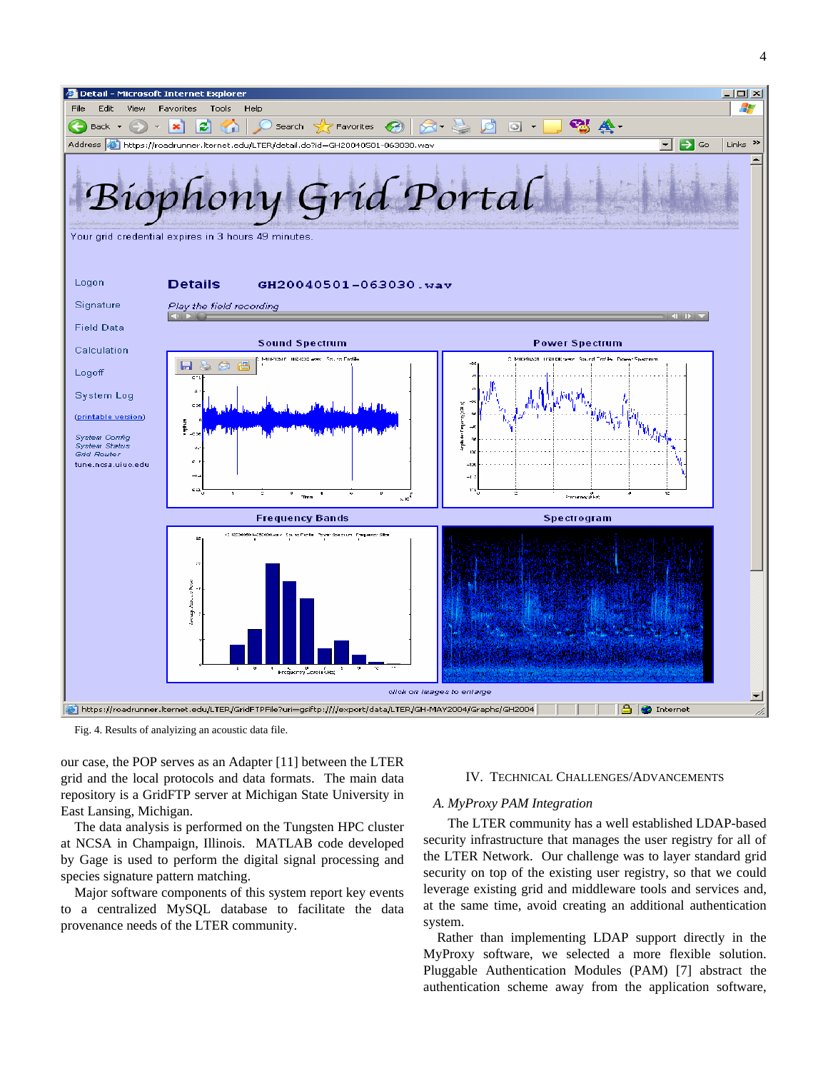Fig. 4. Results of analyizing an acoustic data file.

our case, the POP serves as an Adapter [11] between the LTER grid and the local protocols and data formats. The main data repository is a GridFTP server at Michigan State University in East Lansing, Michigan.

The data analysis is performed on the Tungsten HPC cluster at NCSA in Champaign, Illinois. MATLAB code developed by Gage is used to perform the digital signal processing and species signature pattern matching.

Major software components of this system report key events to a centralized MySQL database to facilitate the data provenance needs of the LTER community.

## IV. Technical Challenges/Advancements

### A. MyProxy PAM Integration

The LTER community has a well established LDAP-based security infrastructure that manages the user registry for all of the LTER Network. Our challenge was to layer standard grid security on top of the existing user registry, so that we could leverage existing grid and middleware tools and services and, at the same time, avoid creating an additional authentication system.

Rather than implementing LDAP support directly in the MyProxy software, we selected a more flexible solution. Pluggable Authentication Modules (PAM) [7] abstract the authentication scheme away from the application software,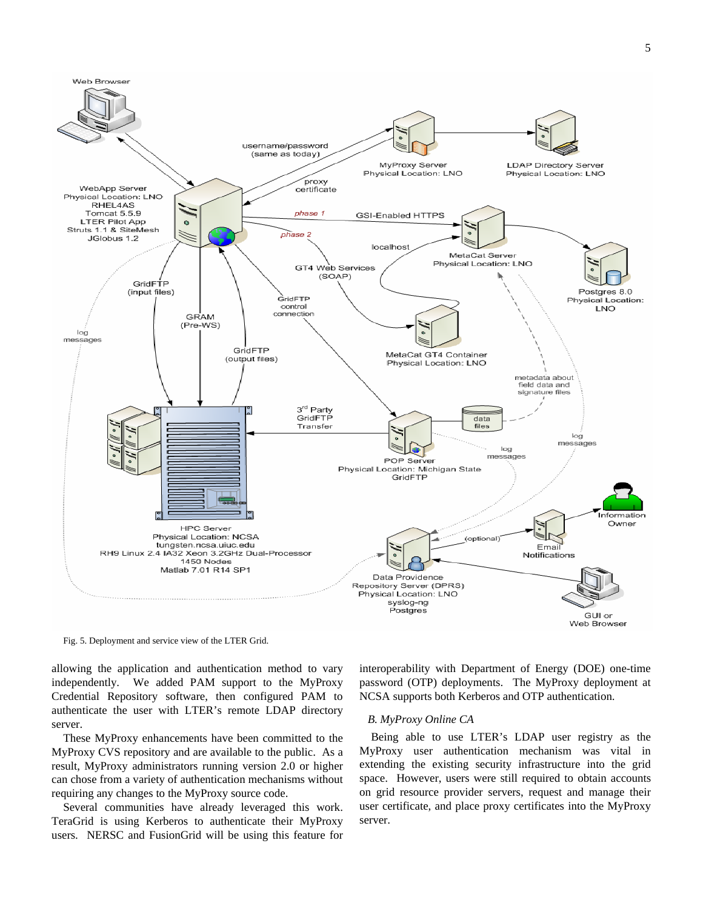Fig. 5. Deployment and service view of the LTER Grid.

allowing the application and authentication method to vary independently. We added PAM support to the MyProxy Credential Repository software, then configured PAM to authenticate the user with LTER's remote LDAP directory server.

These MyProxy enhancements have been committed to the MyProxy CVS repository and are available to the public. As a result, MyProxy administrators running version 2.0 or higher can chose from a variety of authentication mechanisms without requiring any changes to the MyProxy source code.

Several communities have already leveraged this work. TeraGrid is using Kerberos to authenticate their MyProxy users. NERSC and FusionGrid will be using this feature for interoperability with Department of Energy (DOE) one-time password (OTP) deployments. The MyProxy deployment at NCSA supports both Kerberos and OTP authentication.

### *B. MyProxy Online CA*

Being able to use LTER's LDAP user registry as the MyProxy user authentication mechanism was vital in extending the existing security infrastructure into the grid space. However, users were still required to obtain accounts on grid resource provider servers, request and manage their user certificate, and place proxy certificates into the MyProxy server.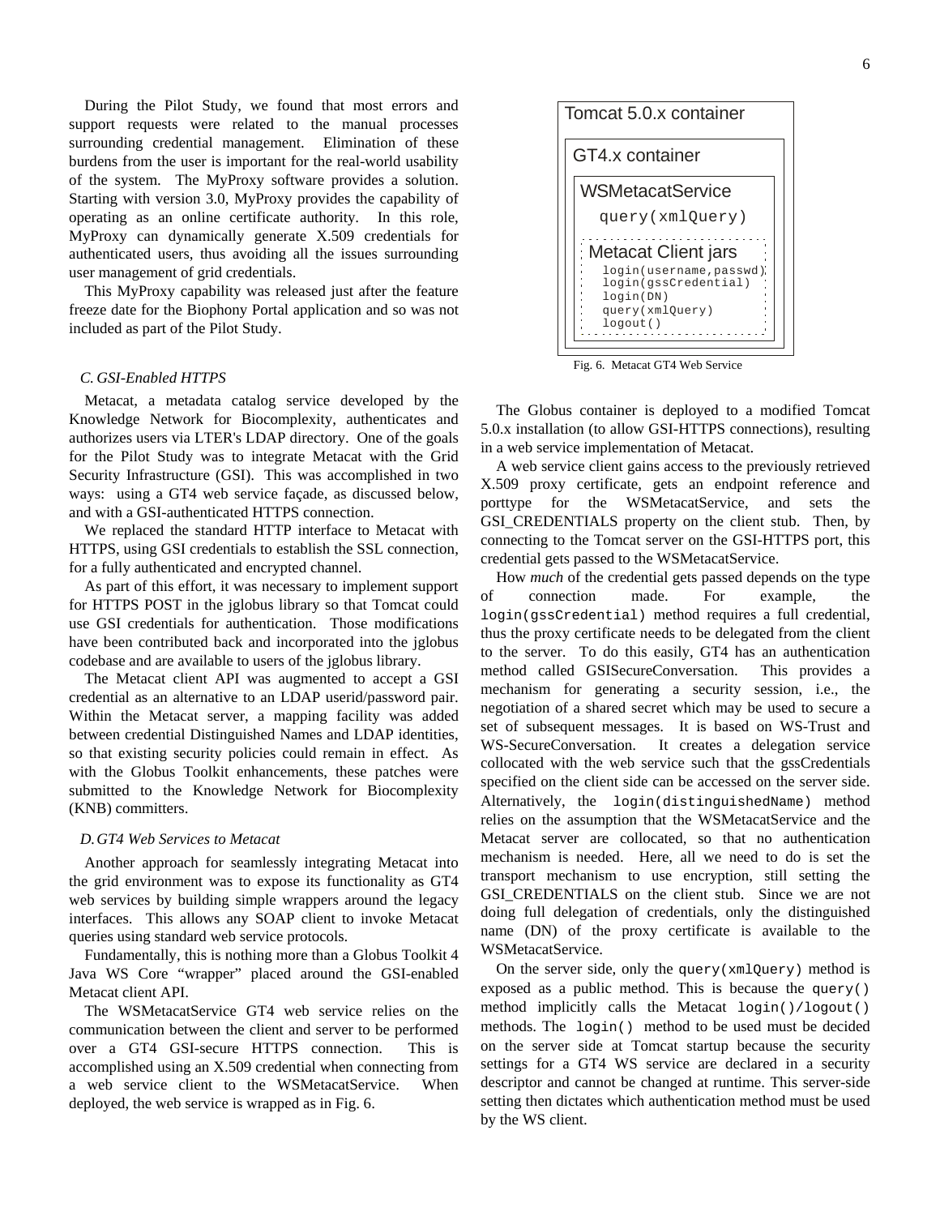During the Pilot Study, we found that most errors and support requests were related to the manual processes surrounding credential management. Elimination of these burdens from the user is important for the real-world usability of the system. The MyProxy software provides a solution. Starting with version 3.0, MyProxy provides the capability of operating as an online certificate authority. In this role, MyProxy can dynamically generate X.509 credentials for authenticated users, thus avoiding all the issues surrounding user management of grid credentials.

This MyProxy capability was released just after the feature freeze date for the Biophony Portal application and so was not included as part of the Pilot Study.

### C. GSI-Enabled HTTPS

Metacat, a metadata catalog service developed by the Knowledge Network for Biocomplexity, authenticates and authorizes users via LTER's LDAP directory. One of the goals for the Pilot Study was to integrate Metacat with the Grid Security Infrastructure (GSI). This was accomplished in two ways: using a GT4 web service façade, as discussed below, and with a GSI-authenticated HTTPS connection.

We replaced the standard HTTP interface to Metacat with HTTPS, using GSI credentials to establish the SSL connection, for a fully authenticated and encrypted channel.

As part of this effort, it was necessary to implement support for HTTPS POST in the jglobus library so that Tomcat could use GSI credentials for authentication. Those modifications have been contributed back and incorporated into the jglobus codebase and are available to users of the jglobus library.

The Metacat client API was augmented to accept a GSI credential as an alternative to an LDAP userid/password pair. Within the Metacat server, a mapping facility was added between credential Distinguished Names and LDAP identities, so that existing security policies could remain in effect. As with the Globus Toolkit enhancements, these patches were submitted to the Knowledge Network for Biocomplexity (KNB) committers.

### D. GT4 Web Services to Metacat

Another approach for seamlessly integrating Metacat into the grid environment was to expose its functionality as GT4 web services by building simple wrappers around the legacy interfaces. This allows any SOAP client to invoke Metacat queries using standard web service protocols.

Fundamentally, this is nothing more than a Globus Toolkit 4 Java WS Core "wrapper" placed around the GSI-enabled Metacat client API.

The WSMetacatService GT4 web service relies on the communication between the client and server to be performed over a GT4 GSI-secure HTTPS connection. This is accomplished using an X.509 credential when connecting from a web service client to the WSMetacatService. When deployed, the web service is wrapped as in Fig. 6.

```
Tomcat 5.0.x container
  GT4.x container
    WSMetacatService
      query(xmlQuery)
      Metacat Client jars
        login(username,passwd)
        login(gssCredential)
        login(DN)
        query(xmlQuery)
        logout()
```

Fig. 6. Metacat GT4 Web Service

The Globus container is deployed to a modified Tomcat 5.0.x installation (to allow GSI-HTTPS connections), resulting in a web service implementation of Metacat.

A web service client gains access to the previously retrieved X.509 proxy certificate, gets an endpoint reference and porttype for the WSMetacatService, and sets the GSI_CREDENTIALS property on the client stub. Then, by connecting to the Tomcat server on the GSI-HTTPS port, this credential gets passed to the WSMetacatService.

How *much* of the credential gets passed depends on the type of connection made. For example, the `login(gssCredential)` method requires a full credential, thus the proxy certificate needs to be delegated from the client to the server. To do this easily, GT4 has an authentication method called GSISecureConversation. This provides a mechanism for generating a security session, i.e., the negotiation of a shared secret which may be used to secure a set of subsequent messages. It is based on WS-Trust and WS-SecureConversation. It creates a delegation service collocated with the web service such that the gssCredentials specified on the client side can be accessed on the server side. Alternatively, the `login(distinguishedName)` method relies on the assumption that the WSMetacatService and the Metacat server are collocated, so that no authentication mechanism is needed. Here, all we need to do is set the transport mechanism to use encryption, still setting the GSI_CREDENTIALS on the client stub. Since we are not doing full delegation of credentials, only the distinguished name (DN) of the proxy certificate is available to the WSMetacatService.

On the server side, only the `query(xmlQuery)` method is exposed as a public method. This is because the `query()` method implicitly calls the Metacat `login()/logout()` methods. The `login()` method to be used must be decided on the server side at Tomcat startup because the security settings for a GT4 WS service are declared in a security descriptor and cannot be changed at runtime. This server-side setting then dictates which authentication method must be used by the WS client.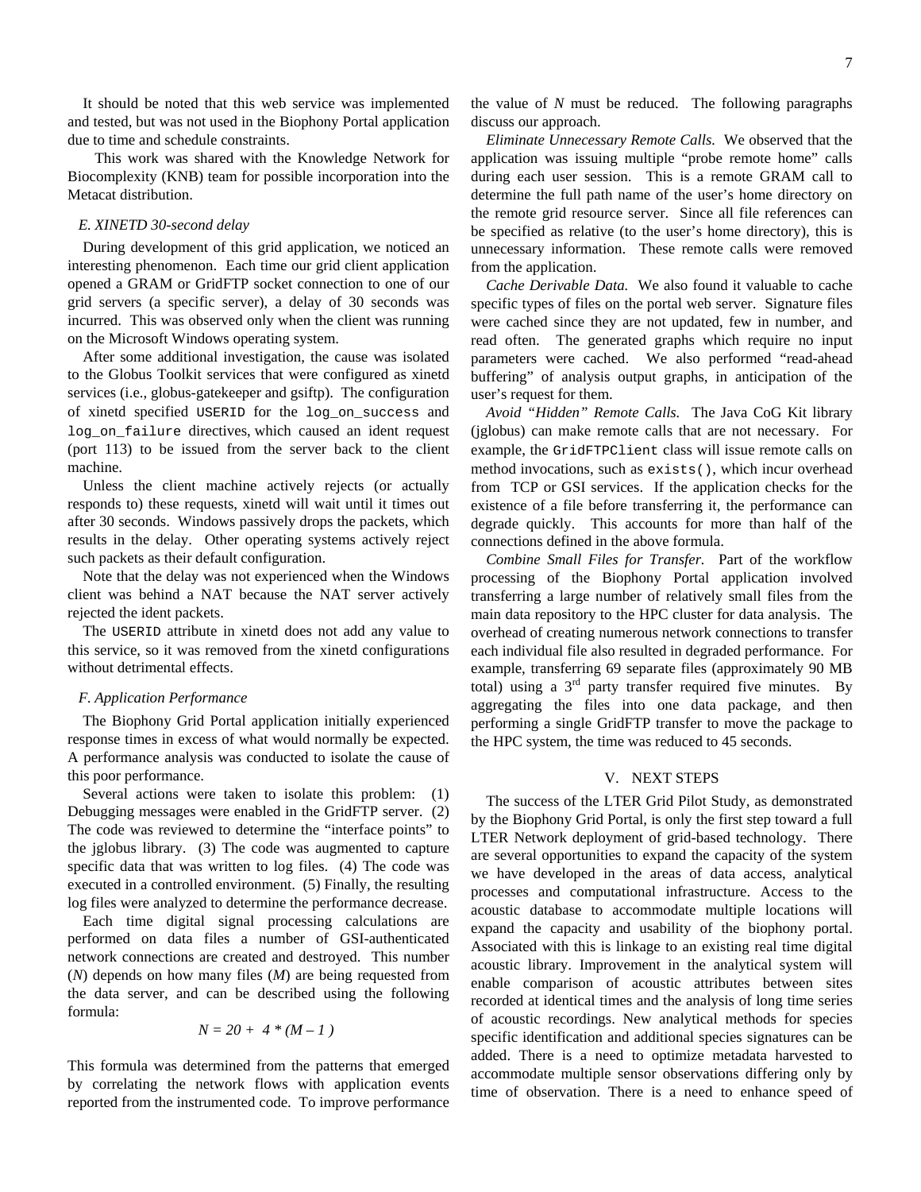It should be noted that this web service was implemented and tested, but was not used in the Biophony Portal application due to time and schedule constraints.

This work was shared with the Knowledge Network for Biocomplexity (KNB) team for possible incorporation into the Metacat distribution.

### *E. XINETD 30-second delay*

During development of this grid application, we noticed an interesting phenomenon. Each time our grid client application opened a GRAM or GridFTP socket connection to one of our grid servers (a specific server), a delay of 30 seconds was incurred. This was observed only when the client was running on the Microsoft Windows operating system.

After some additional investigation, the cause was isolated to the Globus Toolkit services that were configured as xinetd services (i.e., globus-gatekeeper and gsiftp). The configuration of xinetd specified `USERID` for the `log_on_success` and `log_on_failure` directives, which caused an ident request (port 113) to be issued from the server back to the client machine.

Unless the client machine actively rejects (or actually responds to) these requests, xinetd will wait until it times out after 30 seconds. Windows passively drops the packets, which results in the delay. Other operating systems actively reject such packets as their default configuration.

Note that the delay was not experienced when the Windows client was behind a NAT because the NAT server actively rejected the ident packets.

The `USERID` attribute in xinetd does not add any value to this service, so it was removed from the xinetd configurations without detrimental effects.

### *F. Application Performance*

The Biophony Grid Portal application initially experienced response times in excess of what would normally be expected. A performance analysis was conducted to isolate the cause of this poor performance.

Several actions were taken to isolate this problem: (1) Debugging messages were enabled in the GridFTP server. (2) The code was reviewed to determine the "interface points" to the jglobus library. (3) The code was augmented to capture specific data that was written to log files. (4) The code was executed in a controlled environment. (5) Finally, the resulting log files were analyzed to determine the performance decrease.

Each time digital signal processing calculations are performed on data files a number of GSI-authenticated network connections are created and destroyed. This number ($N$) depends on how many files ($M$) are being requested from the data server, and can be described using the following formula:

$$N = 20 + 4 * (M - 1)$$

This formula was determined from the patterns that emerged by correlating the network flows with application events reported from the instrumented code. To improve performance the value of $N$ must be reduced. The following paragraphs discuss our approach.

*Eliminate Unnecessary Remote Calls.* We observed that the application was issuing multiple "probe remote home" calls during each user session. This is a remote GRAM call to determine the full path name of the user's home directory on the remote grid resource server. Since all file references can be specified as relative (to the user's home directory), this is unnecessary information. These remote calls were removed from the application.

*Cache Derivable Data.* We also found it valuable to cache specific types of files on the portal web server. Signature files were cached since they are not updated, few in number, and read often. The generated graphs which require no input parameters were cached. We also performed "read-ahead buffering" of analysis output graphs, in anticipation of the user's request for them.

*Avoid "Hidden" Remote Calls.* The Java CoG Kit library (jglobus) can make remote calls that are not necessary. For example, the `GridFTPClient` class will issue remote calls on method invocations, such as `exists()`, which incur overhead from TCP or GSI services. If the application checks for the existence of a file before transferring it, the performance can degrade quickly. This accounts for more than half of the connections defined in the above formula.

*Combine Small Files for Transfer.* Part of the workflow processing of the Biophony Portal application involved transferring a large number of relatively small files from the main data repository to the HPC cluster for data analysis. The overhead of creating numerous network connections to transfer each individual file also resulted in degraded performance. For example, transferring 69 separate files (approximately 90 MB total) using a 3rd party transfer required five minutes. By aggregating the files into one data package, and then performing a single GridFTP transfer to move the package to the HPC system, the time was reduced to 45 seconds.

## V. Next Steps

The success of the LTER Grid Pilot Study, as demonstrated by the Biophony Grid Portal, is only the first step toward a full LTER Network deployment of grid-based technology. There are several opportunities to expand the capacity of the system we have developed in the areas of data access, analytical processes and computational infrastructure. Access to the acoustic database to accommodate multiple locations will expand the capacity and usability of the biophony portal. Associated with this is linkage to an existing real time digital acoustic library. Improvement in the analytical system will enable comparison of acoustic attributes between sites recorded at identical times and the analysis of long time series of acoustic recordings. New analytical methods for species specific identification and additional species signatures can be added. There is a need to optimize metadata harvested to accommodate multiple sensor observations differing only by time of observation. There is a need to enhance speed of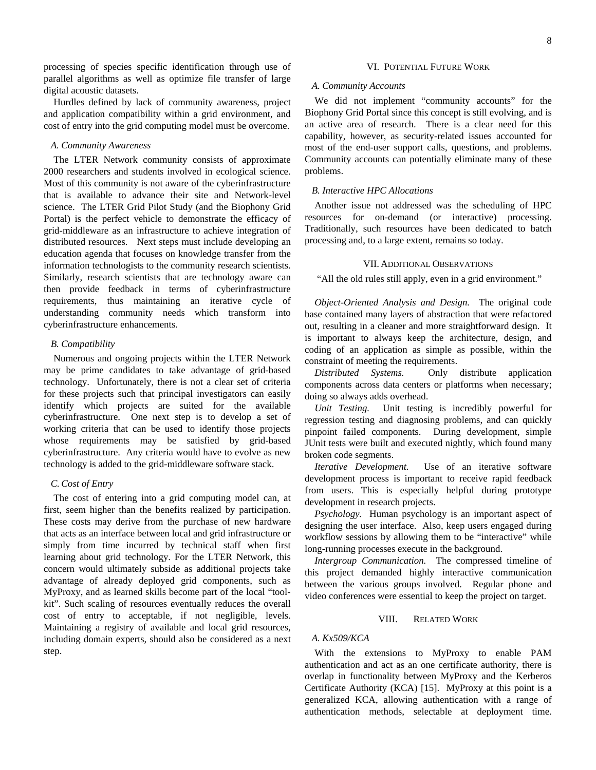processing of species specific identification through use of parallel algorithms as well as optimize file transfer of large digital acoustic datasets.

Hurdles defined by lack of community awareness, project and application compatibility within a grid environment, and cost of entry into the grid computing model must be overcome.

### A. Community Awareness

The LTER Network community consists of approximate 2000 researchers and students involved in ecological science. Most of this community is not aware of the cyberinfrastructure that is available to advance their site and Network-level science. The LTER Grid Pilot Study (and the Biophony Grid Portal) is the perfect vehicle to demonstrate the efficacy of grid-middleware as an infrastructure to achieve integration of distributed resources. Next steps must include developing an education agenda that focuses on knowledge transfer from the information technologists to the community research scientists. Similarly, research scientists that are technology aware can then provide feedback in terms of cyberinfrastructure requirements, thus maintaining an iterative cycle of understanding community needs which transform into cyberinfrastructure enhancements.

### B. Compatibility

Numerous and ongoing projects within the LTER Network may be prime candidates to take advantage of grid-based technology. Unfortunately, there is not a clear set of criteria for these projects such that principal investigators can easily identify which projects are suited for the available cyberinfrastructure. One next step is to develop a set of working criteria that can be used to identify those projects whose requirements may be satisfied by grid-based cyberinfrastructure. Any criteria would have to evolve as new technology is added to the grid-middleware software stack.

### C. Cost of Entry

The cost of entering into a grid computing model can, at first, seem higher than the benefits realized by participation. These costs may derive from the purchase of new hardware that acts as an interface between local and grid infrastructure or simply from time incurred by technical staff when first learning about grid technology. For the LTER Network, this concern would ultimately subside as additional projects take advantage of already deployed grid components, such as MyProxy, and as learned skills become part of the local "tool-kit". Such scaling of resources eventually reduces the overall cost of entry to acceptable, if not negligible, levels. Maintaining a registry of available and local grid resources, including domain experts, should also be considered as a next step.

## VI. Potential Future Work

### A. Community Accounts

We did not implement "community accounts" for the Biophony Grid Portal since this concept is still evolving, and is an active area of research. There is a clear need for this capability, however, as security-related issues accounted for most of the end-user support calls, questions, and problems. Community accounts can potentially eliminate many of these problems.

### B. Interactive HPC Allocations

Another issue not addressed was the scheduling of HPC resources for on-demand (or interactive) processing. Traditionally, such resources have been dedicated to batch processing and, to a large extent, remains so today.

## VII. Additional Observations

"All the old rules still apply, even in a grid environment."

*Object-Oriented Analysis and Design.* The original code base contained many layers of abstraction that were refactored out, resulting in a cleaner and more straightforward design. It is important to always keep the architecture, design, and coding of an application as simple as possible, within the constraint of meeting the requirements.

*Distributed Systems.* Only distribute application components across data centers or platforms when necessary; doing so always adds overhead.

*Unit Testing.* Unit testing is incredibly powerful for regression testing and diagnosing problems, and can quickly pinpoint failed components. During development, simple JUnit tests were built and executed nightly, which found many broken code segments.

*Iterative Development.* Use of an iterative software development process is important to receive rapid feedback from users. This is especially helpful during prototype development in research projects.

*Psychology.* Human psychology is an important aspect of designing the user interface. Also, keep users engaged during workflow sessions by allowing them to be "interactive" while long-running processes execute in the background.

*Intergroup Communication.* The compressed timeline of this project demanded highly interactive communication between the various groups involved. Regular phone and video conferences were essential to keep the project on target.

## VIII. Related Work

### A. Kx509/KCA

With the extensions to MyProxy to enable PAM authentication and act as an one certificate authority, there is overlap in functionality between MyProxy and the Kerberos Certificate Authority (KCA) [15]. MyProxy at this point is a generalized KCA, allowing authentication with a range of authentication methods, selectable at deployment time.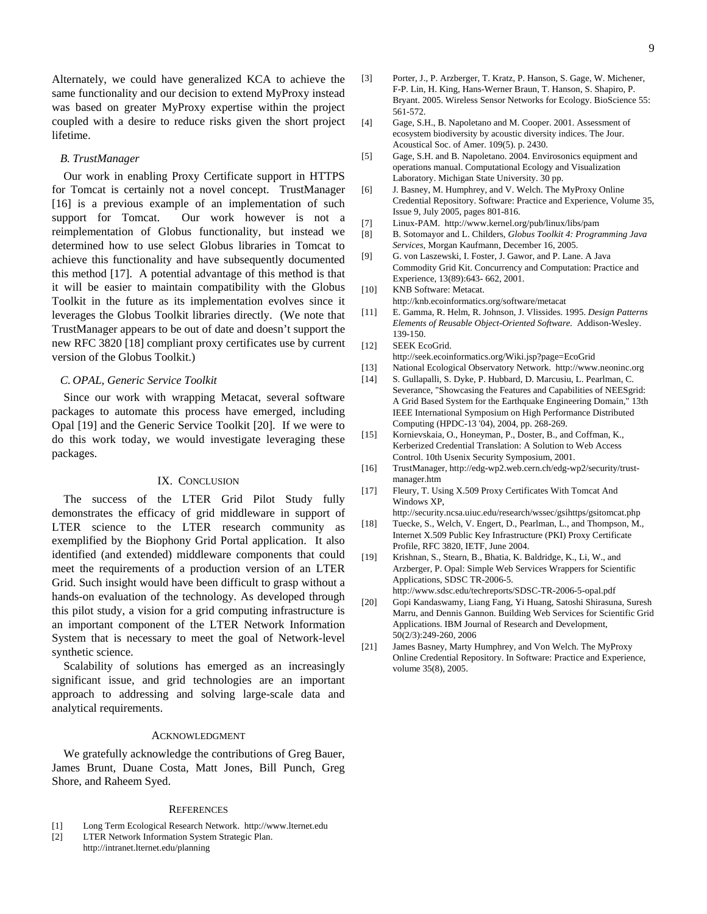Alternately, we could have generalized KCA to achieve the same functionality and our decision to extend MyProxy instead was based on greater MyProxy expertise within the project coupled with a desire to reduce risks given the short project lifetime.

### B. TrustManager

Our work in enabling Proxy Certificate support in HTTPS for Tomcat is certainly not a novel concept. TrustManager [16] is a previous example of an implementation of such support for Tomcat. Our work however is not a reimplementation of Globus functionality, but instead we determined how to use select Globus libraries in Tomcat to achieve this functionality and have subsequently documented this method [17]. A potential advantage of this method is that it will be easier to maintain compatibility with the Globus Toolkit in the future as its implementation evolves since it leverages the Globus Toolkit libraries directly. (We note that TrustManager appears to be out of date and doesn't support the new RFC 3820 [18] compliant proxy certificates use by current version of the Globus Toolkit.)

### C. OPAL, Generic Service Toolkit

Since our work with wrapping Metacat, several software packages to automate this process have emerged, including Opal [19] and the Generic Service Toolkit [20]. If we were to do this work today, we would investigate leveraging these packages.

## IX. Conclusion

The success of the LTER Grid Pilot Study fully demonstrates the efficacy of grid middleware in support of LTER science to the LTER research community as exemplified by the Biophony Grid Portal application. It also identified (and extended) middleware components that could meet the requirements of a production version of an LTER Grid. Such insight would have been difficult to grasp without a hands-on evaluation of the technology. As developed through this pilot study, a vision for a grid computing infrastructure is an important component of the LTER Network Information System that is necessary to meet the goal of Network-level synthetic science.

Scalability of solutions has emerged as an increasingly significant issue, and grid technologies are an important approach to addressing and solving large-scale data and analytical requirements.

## Acknowledgment

We gratefully acknowledge the contributions of Greg Bauer, James Brunt, Duane Costa, Matt Jones, Bill Punch, Greg Shore, and Raheem Syed.

## References

[1] Long Term Ecological Research Network. http://www.lternet.edu

[2] LTER Network Information System Strategic Plan. http://intranet.lternet.edu/planning

[3] Porter, J., P. Arzberger, T. Kratz, P. Hanson, S. Gage, W. Michener, F-P. Lin, H. King, Hans-Werner Braun, T. Hanson, S. Shapiro, P. Bryant. 2005. Wireless Sensor Networks for Ecology. BioScience 55: 561-572.

[4] Gage, S.H., B. Napoletano and M. Cooper. 2001. Assessment of ecosystem biodiversity by acoustic diversity indices. The Jour. Acoustical Soc. of Amer. 109(5). p. 2430.

[5] Gage, S.H. and B. Napoletano. 2004. Envirosonics equipment and operations manual. Computational Ecology and Visualization Laboratory. Michigan State University. 30 pp.

[6] J. Basney, M. Humphrey, and V. Welch. The MyProxy Online Credential Repository. Software: Practice and Experience, Volume 35, Issue 9, July 2005, pages 801-816.

[7] Linux-PAM. http://www.kernel.org/pub/linux/libs/pam

[8] B. Sotomayor and L. Childers, *Globus Toolkit 4: Programming Java Services*, Morgan Kaufmann, December 16, 2005.

[9] G. von Laszewski, I. Foster, J. Gawor, and P. Lane. A Java Commodity Grid Kit. Concurrency and Computation: Practice and Experience, 13(89):643- 662, 2001.

[10] KNB Software: Metacat. http://knb.ecoinformatics.org/software/metacat

[11] E. Gamma, R. Helm, R. Johnson, J. Vlissides. 1995. *Design Patterns Elements of Reusable Object-Oriented Software.* Addison-Wesley. 139-150.

[12] SEEK EcoGrid. http://seek.ecoinformatics.org/Wiki.jsp?page=EcoGrid

[13] National Ecological Observatory Network. http://www.neoninc.org

[14] S. Gullapalli, S. Dyke, P. Hubbard, D. Marcusiu, L. Pearlman, C. Severance, "Showcasing the Features and Capabilities of NEESgrid: A Grid Based System for the Earthquake Engineering Domain," 13th IEEE International Symposium on High Performance Distributed Computing (HPDC-13 '04), 2004, pp. 268-269.

[15] Kornievskaia, O., Honeyman, P., Doster, B., and Coffman, K., Kerberized Credential Translation: A Solution to Web Access Control. 10th Usenix Security Symposium, 2001.

[16] TrustManager, http://edg-wp2.web.cern.ch/edg-wp2/security/trust-manager.htm

[17] Fleury, T. Using X.509 Proxy Certificates With Tomcat And Windows XP, http://security.ncsa.uiuc.edu/research/wssec/gsihttps/gsitomcat.php

[18] Tuecke, S., Welch, V. Engert, D., Pearlman, L., and Thompson, M., Internet X.509 Public Key Infrastructure (PKI) Proxy Certificate Profile, RFC 3820, IETF, June 2004.

[19] Krishnan, S., Stearn, B., Bhatia, K. Baldridge, K., Li, W., and Arzberger, P. Opal: Simple Web Services Wrappers for Scientific Applications, SDSC TR-2006-5. http://www.sdsc.edu/techreports/SDSC-TR-2006-5-opal.pdf

[20] Gopi Kandaswamy, Liang Fang, Yi Huang, Satoshi Shirasuna, Suresh Marru, and Dennis Gannon. Building Web Services for Scientific Grid Applications. IBM Journal of Research and Development, 50(2/3):249-260, 2006

[21] James Basney, Marty Humphrey, and Von Welch. The MyProxy Online Credential Repository. In Software: Practice and Experience, volume 35(8), 2005.